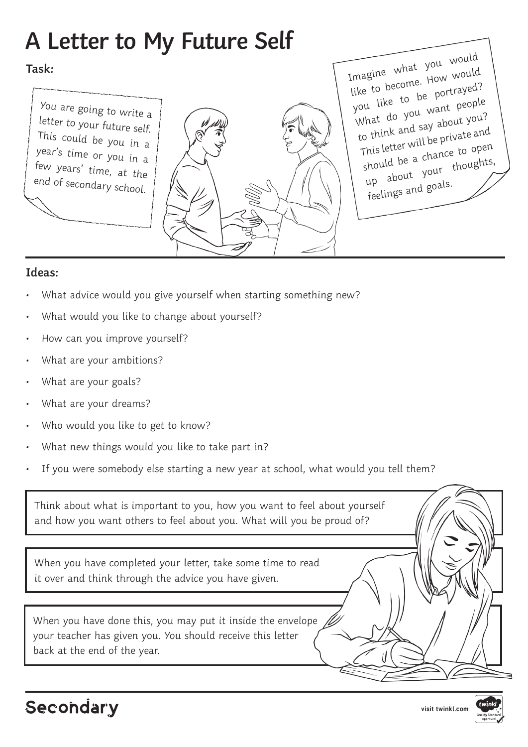# A Letter to My Future Self

**Task:**

You are going to write a letter to your future self. This could be you in a year's time or you in a few years' time, at the end of secondary school.

Imagine what you would like to become. How would you like to be portrayed? What do you want people to think and say about you? This letter will be private and should be a chance to open up about your thoughts, feelings and goals.

**Ideas:**

- What advice would you give yourself when starting something new?
- What would you like to change about yourself?
- How can you improve yourself?
- What are your ambitions?
- What are your goals?
- What are your dreams?
- Who would you like to get to know?
- What new things would you like to take part in?
- If you were somebody else starting a new year at school, what would you tell them?

Think about what is important to you, how you want to feel about yourself and how you want others to feel about you. What will you be proud of?

When you have completed your letter, take some time to read it over and think through the advice you have given.

When you have done this, you may put it inside the envelope your teacher has given you. You should receive this letter back at the end of the year.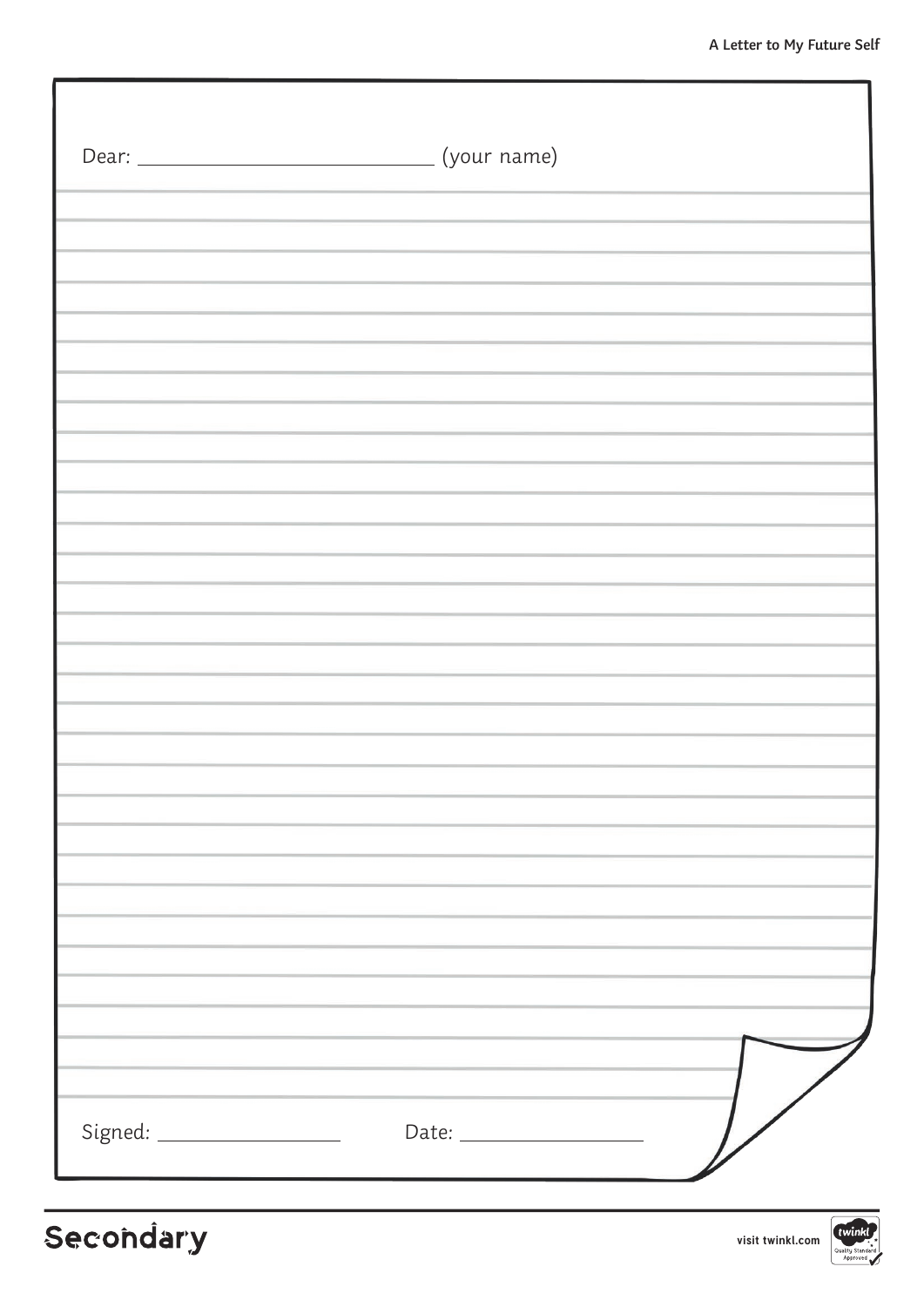Dear: ____________________________ (your name)

Signed: __________________ Date: __________________